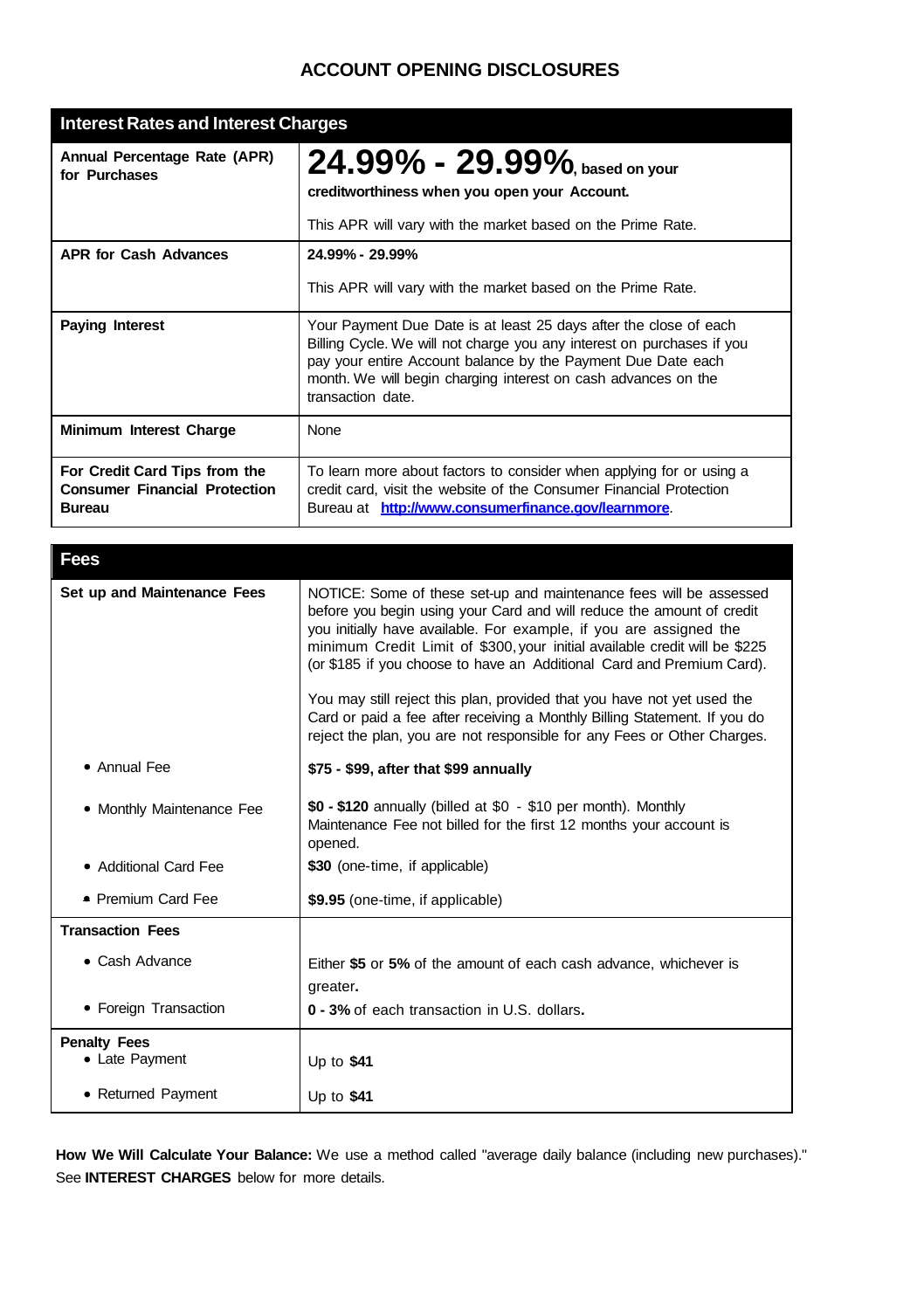# ACCOUNT OPENING DISCLOSURES

| Interest Rates and Interest Charges | |
|---|---|
| **Annual Percentage Rate (APR) for Purchases** | **24.99% - 29.99%, based on your creditworthiness when you open your Account.** <br><br> This APR will vary with the market based on the Prime Rate. |
| **APR for Cash Advances** | **24.99% - 29.99%** <br><br> This APR will vary with the market based on the Prime Rate. |
| **Paying Interest** | Your Payment Due Date is at least 25 days after the close of each Billing Cycle. We will not charge you any interest on purchases if you pay your entire Account balance by the Payment Due Date each month. We will begin charging interest on cash advances on the transaction date. |
| **Minimum Interest Charge** | None |
| **For Credit Card Tips from the Consumer Financial Protection Bureau** | To learn more about factors to consider when applying for or using a credit card, visit the website of the Consumer Financial Protection Bureau at **http://www.consumerfinance.gov/learnmore**. |

| Fees | |
|---|---|
| **Set up and Maintenance Fees** | NOTICE: Some of these set-up and maintenance fees will be assessed before you begin using your Card and will reduce the amount of credit you initially have available. For example, if you are assigned the minimum Credit Limit of $300, your initial available credit will be $225 (or $185 if you choose to have an Additional Card and Premium Card). <br><br> You may still reject this plan, provided that you have not yet used the Card or paid a fee after receiving a Monthly Billing Statement. If you do reject the plan, you are not responsible for any Fees or Other Charges. |
| • Annual Fee | **$75 - $99, after that $99 annually** |
| • Monthly Maintenance Fee | **$0 - $120** annually (billed at $0 - $10 per month). Monthly Maintenance Fee not billed for the first 12 months your account is opened. |
| • Additional Card Fee | **$30** (one-time, if applicable) |
| • Premium Card Fee | **$9.95** (one-time, if applicable) |
| **Transaction Fees** | |
| • Cash Advance | Either **$5** or **5%** of the amount of each cash advance, whichever is greater. |
| • Foreign Transaction | **0 - 3%** of each transaction in U.S. dollars. |
| **Penalty Fees** | |
| • Late Payment | Up to **$41** |
| • Returned Payment | Up to **$41** |

**How We Will Calculate Your Balance:** We use a method called "average daily balance (including new purchases)." See **INTEREST CHARGES** below for more details.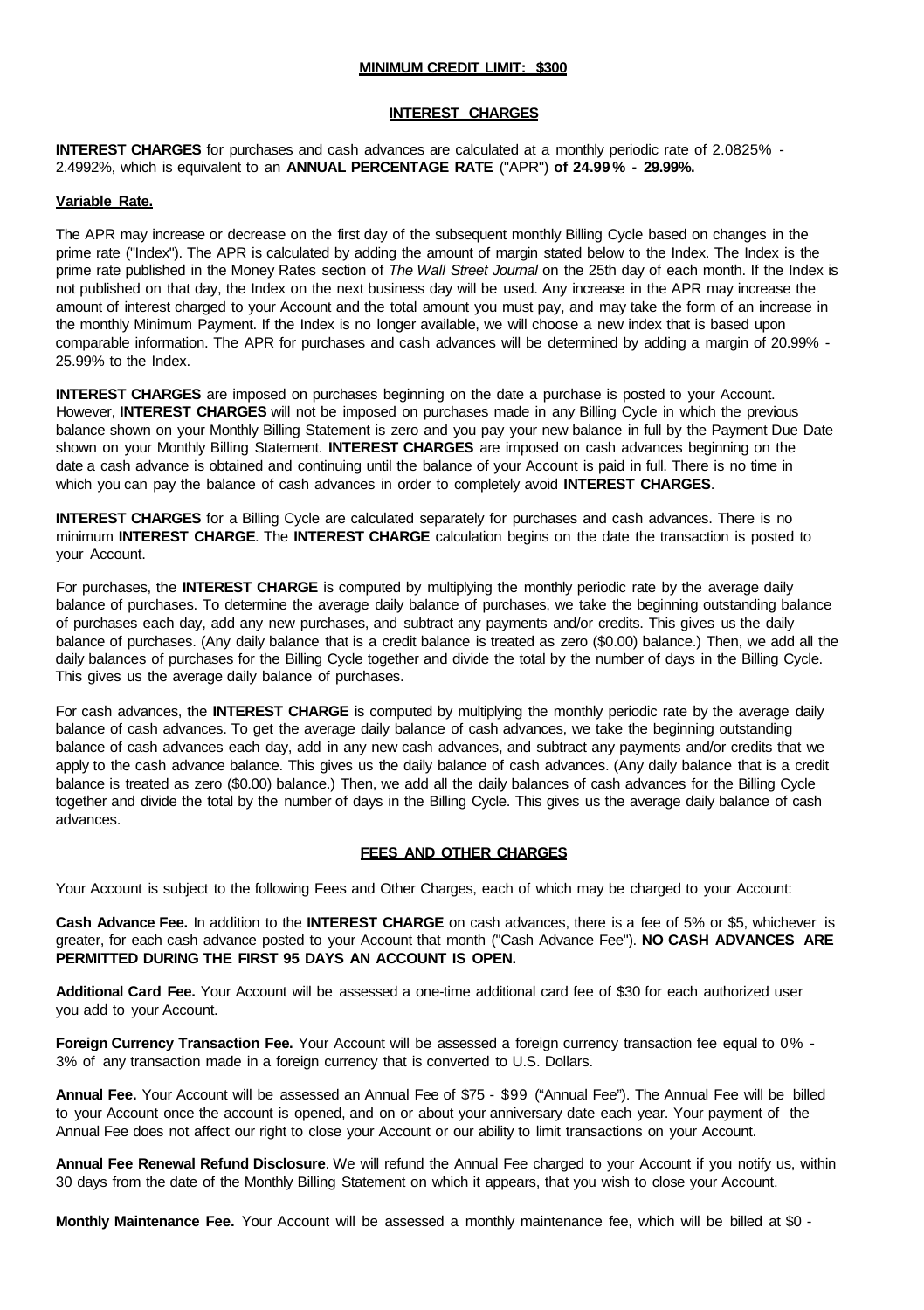**MINIMUM CREDIT LIMIT: $300**

**INTEREST CHARGES**

**INTEREST CHARGES** for purchases and cash advances are calculated at a monthly periodic rate of 2.0825% - 2.4992%, which is equivalent to an **ANNUAL PERCENTAGE RATE** ("APR") **of 24.99% - 29.99%.**

**Variable Rate.**

The APR may increase or decrease on the first day of the subsequent monthly Billing Cycle based on changes in the prime rate ("Index"). The APR is calculated by adding the amount of margin stated below to the Index. The Index is the prime rate published in the Money Rates section of *The Wall Street Journal* on the 25th day of each month. If the Index is not published on that day, the Index on the next business day will be used. Any increase in the APR may increase the amount of interest charged to your Account and the total amount you must pay, and may take the form of an increase in the monthly Minimum Payment. If the Index is no longer available, we will choose a new index that is based upon comparable information. The APR for purchases and cash advances will be determined by adding a margin of 20.99% - 25.99% to the Index.

**INTEREST CHARGES** are imposed on purchases beginning on the date a purchase is posted to your Account. However, **INTEREST CHARGES** will not be imposed on purchases made in any Billing Cycle in which the previous balance shown on your Monthly Billing Statement is zero and you pay your new balance in full by the Payment Due Date shown on your Monthly Billing Statement. **INTEREST CHARGES** are imposed on cash advances beginning on the date a cash advance is obtained and continuing until the balance of your Account is paid in full. There is no time in which you can pay the balance of cash advances in order to completely avoid **INTEREST CHARGES**.

**INTEREST CHARGES** for a Billing Cycle are calculated separately for purchases and cash advances. There is no minimum **INTEREST CHARGE**. The **INTEREST CHARGE** calculation begins on the date the transaction is posted to your Account.

For purchases, the **INTEREST CHARGE** is computed by multiplying the monthly periodic rate by the average daily balance of purchases. To determine the average daily balance of purchases, we take the beginning outstanding balance of purchases each day, add any new purchases, and subtract any payments and/or credits. This gives us the daily balance of purchases. (Any daily balance that is a credit balance is treated as zero ($0.00) balance.) Then, we add all the daily balances of purchases for the Billing Cycle together and divide the total by the number of days in the Billing Cycle. This gives us the average daily balance of purchases.

For cash advances, the **INTEREST CHARGE** is computed by multiplying the monthly periodic rate by the average daily balance of cash advances. To get the average daily balance of cash advances, we take the beginning outstanding balance of cash advances each day, add in any new cash advances, and subtract any payments and/or credits that we apply to the cash advance balance. This gives us the daily balance of cash advances. (Any daily balance that is a credit balance is treated as zero ($0.00) balance.) Then, we add all the daily balances of cash advances for the Billing Cycle together and divide the total by the number of days in the Billing Cycle. This gives us the average daily balance of cash advances.

**FEES AND OTHER CHARGES**

Your Account is subject to the following Fees and Other Charges, each of which may be charged to your Account:

**Cash Advance Fee.** In addition to the **INTEREST CHARGE** on cash advances, there is a fee of 5% or $5, whichever is greater, for each cash advance posted to your Account that month ("Cash Advance Fee"). **NO CASH ADVANCES ARE PERMITTED DURING THE FIRST 95 DAYS AN ACCOUNT IS OPEN.**

**Additional Card Fee.** Your Account will be assessed a one-time additional card fee of $30 for each authorized user you add to your Account.

**Foreign Currency Transaction Fee.** Your Account will be assessed a foreign currency transaction fee equal to 0% - 3% of any transaction made in a foreign currency that is converted to U.S. Dollars.

**Annual Fee.** Your Account will be assessed an Annual Fee of $75 - $99 ("Annual Fee"). The Annual Fee will be billed to your Account once the account is opened, and on or about your anniversary date each year. Your payment of the Annual Fee does not affect our right to close your Account or our ability to limit transactions on your Account.

**Annual Fee Renewal Refund Disclosure**. We will refund the Annual Fee charged to your Account if you notify us, within 30 days from the date of the Monthly Billing Statement on which it appears, that you wish to close your Account.

**Monthly Maintenance Fee.** Your Account will be assessed a monthly maintenance fee, which will be billed at $0 -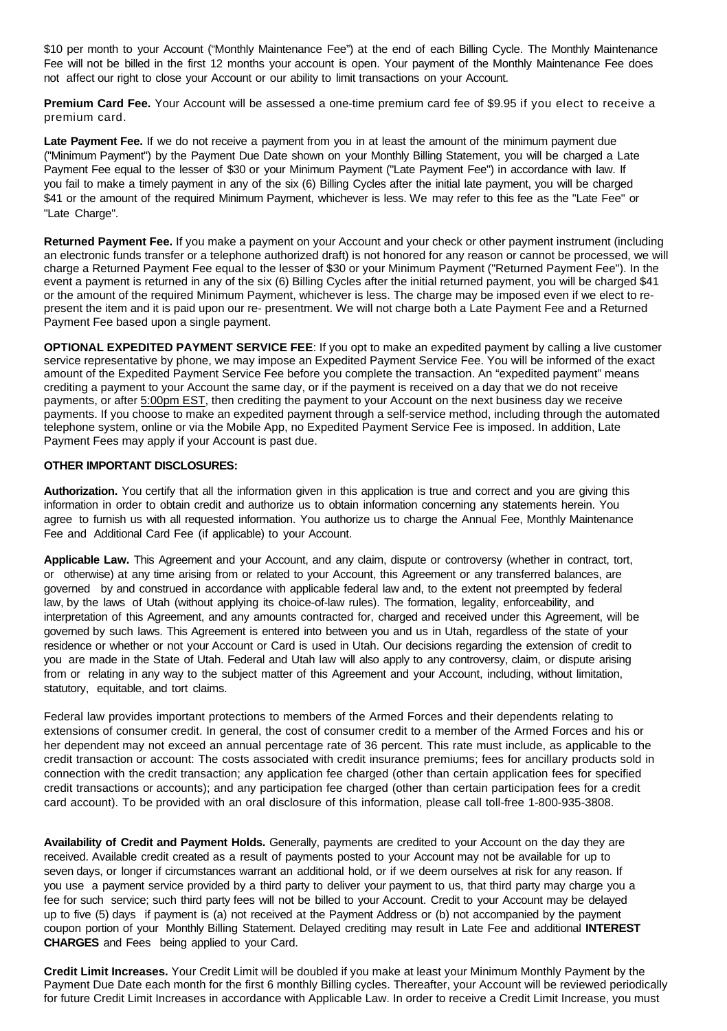$10 per month to your Account ("Monthly Maintenance Fee") at the end of each Billing Cycle. The Monthly Maintenance Fee will not be billed in the first 12 months your account is open. Your payment of the Monthly Maintenance Fee does not affect our right to close your Account or our ability to limit transactions on your Account.

**Premium Card Fee.** Your Account will be assessed a one-time premium card fee of $9.95 if you elect to receive a premium card.

**Late Payment Fee.** If we do not receive a payment from you in at least the amount of the minimum payment due ("Minimum Payment") by the Payment Due Date shown on your Monthly Billing Statement, you will be charged a Late Payment Fee equal to the lesser of $30 or your Minimum Payment ("Late Payment Fee") in accordance with law. If you fail to make a timely payment in any of the six (6) Billing Cycles after the initial late payment, you will be charged $41 or the amount of the required Minimum Payment, whichever is less. We may refer to this fee as the "Late Fee" or "Late Charge".

**Returned Payment Fee.** If you make a payment on your Account and your check or other payment instrument (including an electronic funds transfer or a telephone authorized draft) is not honored for any reason or cannot be processed, we will charge a Returned Payment Fee equal to the lesser of $30 or your Minimum Payment ("Returned Payment Fee"). In the event a payment is returned in any of the six (6) Billing Cycles after the initial returned payment, you will be charged $41 or the amount of the required Minimum Payment, whichever is less. The charge may be imposed even if we elect to re-present the item and it is paid upon our re- presentment. We will not charge both a Late Payment Fee and a Returned Payment Fee based upon a single payment.

**OPTIONAL EXPEDITED PAYMENT SERVICE FEE**: If you opt to make an expedited payment by calling a live customer service representative by phone, we may impose an Expedited Payment Service Fee. You will be informed of the exact amount of the Expedited Payment Service Fee before you complete the transaction. An "expedited payment" means crediting a payment to your Account the same day, or if the payment is received on a day that we do not receive payments, or after 5:00pm EST, then crediting the payment to your Account on the next business day we receive payments. If you choose to make an expedited payment through a self-service method, including through the automated telephone system, online or via the Mobile App, no Expedited Payment Service Fee is imposed. In addition, Late Payment Fees may apply if your Account is past due.

**OTHER IMPORTANT DISCLOSURES:**

**Authorization.** You certify that all the information given in this application is true and correct and you are giving this information in order to obtain credit and authorize us to obtain information concerning any statements herein. You agree to furnish us with all requested information. You authorize us to charge the Annual Fee, Monthly Maintenance Fee and Additional Card Fee (if applicable) to your Account.

**Applicable Law.** This Agreement and your Account, and any claim, dispute or controversy (whether in contract, tort, or otherwise) at any time arising from or related to your Account, this Agreement or any transferred balances, are governed by and construed in accordance with applicable federal law and, to the extent not preempted by federal law, by the laws of Utah (without applying its choice-of-law rules). The formation, legality, enforceability, and interpretation of this Agreement, and any amounts contracted for, charged and received under this Agreement, will be governed by such laws. This Agreement is entered into between you and us in Utah, regardless of the state of your residence or whether or not your Account or Card is used in Utah. Our decisions regarding the extension of credit to you are made in the State of Utah. Federal and Utah law will also apply to any controversy, claim, or dispute arising from or relating in any way to the subject matter of this Agreement and your Account, including, without limitation, statutory, equitable, and tort claims.

Federal law provides important protections to members of the Armed Forces and their dependents relating to extensions of consumer credit. In general, the cost of consumer credit to a member of the Armed Forces and his or her dependent may not exceed an annual percentage rate of 36 percent. This rate must include, as applicable to the credit transaction or account: The costs associated with credit insurance premiums; fees for ancillary products sold in connection with the credit transaction; any application fee charged (other than certain application fees for specified credit transactions or accounts); and any participation fee charged (other than certain participation fees for a credit card account). To be provided with an oral disclosure of this information, please call toll-free 1-800-935-3808.

**Availability of Credit and Payment Holds.** Generally, payments are credited to your Account on the day they are received. Available credit created as a result of payments posted to your Account may not be available for up to seven days, or longer if circumstances warrant an additional hold, or if we deem ourselves at risk for any reason. If you use a payment service provided by a third party to deliver your payment to us, that third party may charge you a fee for such service; such third party fees will not be billed to your Account. Credit to your Account may be delayed up to five (5) days if payment is (a) not received at the Payment Address or (b) not accompanied by the payment coupon portion of your Monthly Billing Statement. Delayed crediting may result in Late Fee and additional **INTEREST CHARGES** and Fees being applied to your Card.

**Credit Limit Increases.** Your Credit Limit will be doubled if you make at least your Minimum Monthly Payment by the Payment Due Date each month for the first 6 monthly Billing cycles. Thereafter, your Account will be reviewed periodically for future Credit Limit Increases in accordance with Applicable Law. In order to receive a Credit Limit Increase, you must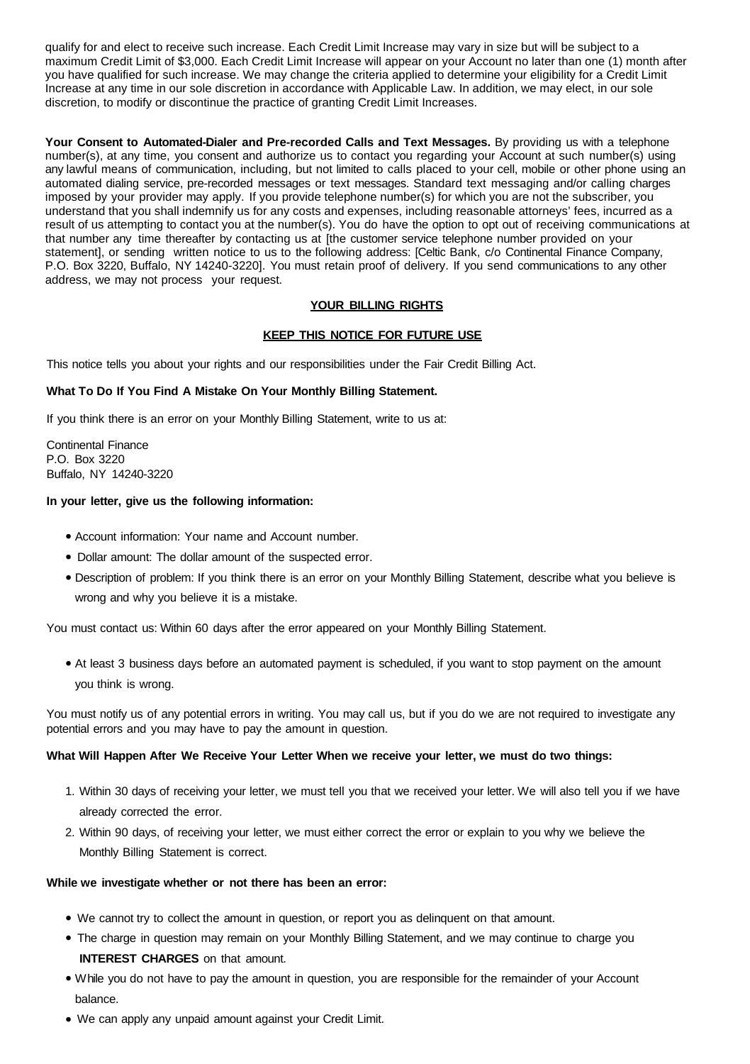qualify for and elect to receive such increase. Each Credit Limit Increase may vary in size but will be subject to a maximum Credit Limit of $3,000. Each Credit Limit Increase will appear on your Account no later than one (1) month after you have qualified for such increase. We may change the criteria applied to determine your eligibility for a Credit Limit Increase at any time in our sole discretion in accordance with Applicable Law. In addition, we may elect, in our sole discretion, to modify or discontinue the practice of granting Credit Limit Increases.

**Your Consent to Automated-Dialer and Pre-recorded Calls and Text Messages.** By providing us with a telephone number(s), at any time, you consent and authorize us to contact you regarding your Account at such number(s) using any lawful means of communication, including, but not limited to calls placed to your cell, mobile or other phone using an automated dialing service, pre-recorded messages or text messages. Standard text messaging and/or calling charges imposed by your provider may apply. If you provide telephone number(s) for which you are not the subscriber, you understand that you shall indemnify us for any costs and expenses, including reasonable attorneys' fees, incurred as a result of us attempting to contact you at the number(s). You do have the option to opt out of receiving communications at that number any time thereafter by contacting us at [the customer service telephone number provided on your statement], or sending written notice to us to the following address: [Celtic Bank, c/o Continental Finance Company, P.O. Box 3220, Buffalo, NY 14240-3220]. You must retain proof of delivery. If you send communications to any other address, we may not process your request.

## YOUR BILLING RIGHTS

## KEEP THIS NOTICE FOR FUTURE USE

This notice tells you about your rights and our responsibilities under the Fair Credit Billing Act.

**What To Do If You Find A Mistake On Your Monthly Billing Statement.**

If you think there is an error on your Monthly Billing Statement, write to us at:

Continental Finance
P.O. Box 3220
Buffalo, NY 14240-3220

**In your letter, give us the following information:**

- Account information: Your name and Account number.
- Dollar amount: The dollar amount of the suspected error.
- Description of problem: If you think there is an error on your Monthly Billing Statement, describe what you believe is wrong and why you believe it is a mistake.

You must contact us: Within 60 days after the error appeared on your Monthly Billing Statement.

- At least 3 business days before an automated payment is scheduled, if you want to stop payment on the amount you think is wrong.

You must notify us of any potential errors in writing. You may call us, but if you do we are not required to investigate any potential errors and you may have to pay the amount in question.

**What Will Happen After We Receive Your Letter When we receive your letter, we must do two things:**

1. Within 30 days of receiving your letter, we must tell you that we received your letter. We will also tell you if we have already corrected the error.
2. Within 90 days, of receiving your letter, we must either correct the error or explain to you why we believe the Monthly Billing Statement is correct.

**While we investigate whether or not there has been an error:**

- We cannot try to collect the amount in question, or report you as delinquent on that amount.
- The charge in question may remain on your Monthly Billing Statement, and we may continue to charge you **INTEREST CHARGES** on that amount.
- While you do not have to pay the amount in question, you are responsible for the remainder of your Account balance.
- We can apply any unpaid amount against your Credit Limit.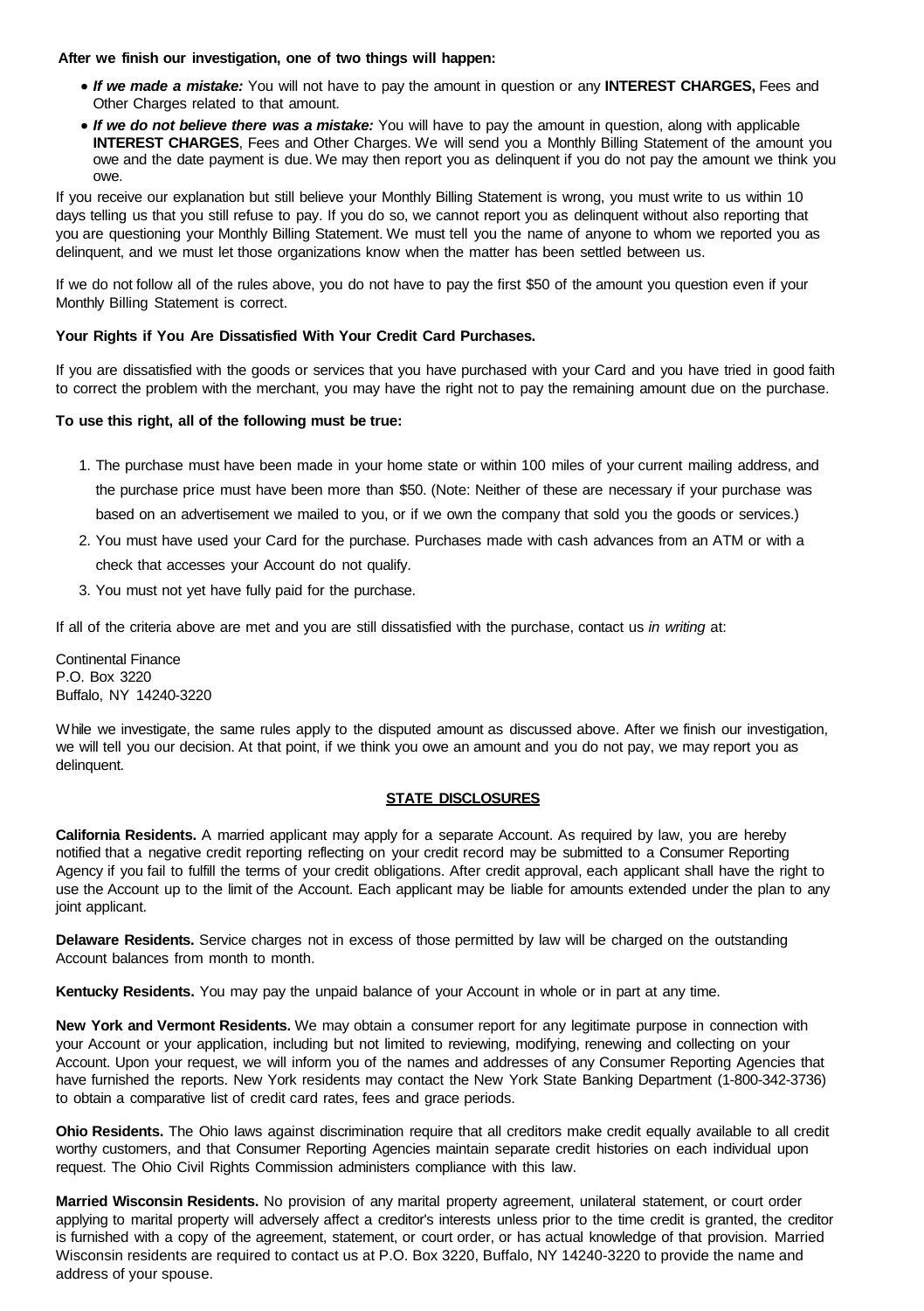**After we finish our investigation, one of two things will happen:**

- ***If we made a mistake:*** You will not have to pay the amount in question or any **INTEREST CHARGES,** Fees and Other Charges related to that amount.
- ***If we do not believe there was a mistake:*** You will have to pay the amount in question, along with applicable **INTEREST CHARGES**, Fees and Other Charges. We will send you a Monthly Billing Statement of the amount you owe and the date payment is due. We may then report you as delinquent if you do not pay the amount we think you owe.

If you receive our explanation but still believe your Monthly Billing Statement is wrong, you must write to us within 10 days telling us that you still refuse to pay. If you do so, we cannot report you as delinquent without also reporting that you are questioning your Monthly Billing Statement. We must tell you the name of anyone to whom we reported you as delinquent, and we must let those organizations know when the matter has been settled between us.

If we do not follow all of the rules above, you do not have to pay the first $50 of the amount you question even if your Monthly Billing Statement is correct.

**Your Rights if You Are Dissatisfied With Your Credit Card Purchases.**

If you are dissatisfied with the goods or services that you have purchased with your Card and you have tried in good faith to correct the problem with the merchant, you may have the right not to pay the remaining amount due on the purchase.

**To use this right, all of the following must be true:**

1. The purchase must have been made in your home state or within 100 miles of your current mailing address, and the purchase price must have been more than $50. (Note: Neither of these are necessary if your purchase was based on an advertisement we mailed to you, or if we own the company that sold you the goods or services.)
2. You must have used your Card for the purchase. Purchases made with cash advances from an ATM or with a check that accesses your Account do not qualify.
3. You must not yet have fully paid for the purchase.

If all of the criteria above are met and you are still dissatisfied with the purchase, contact us *in writing* at:

Continental Finance
P.O. Box 3220
Buffalo, NY 14240-3220

While we investigate, the same rules apply to the disputed amount as discussed above. After we finish our investigation, we will tell you our decision. At that point, if we think you owe an amount and you do not pay, we may report you as delinquent.

## STATE DISCLOSURES

**California Residents.** A married applicant may apply for a separate Account. As required by law, you are hereby notified that a negative credit reporting reflecting on your credit record may be submitted to a Consumer Reporting Agency if you fail to fulfill the terms of your credit obligations. After credit approval, each applicant shall have the right to use the Account up to the limit of the Account. Each applicant may be liable for amounts extended under the plan to any joint applicant.

**Delaware Residents.** Service charges not in excess of those permitted by law will be charged on the outstanding Account balances from month to month.

**Kentucky Residents.** You may pay the unpaid balance of your Account in whole or in part at any time.

**New York and Vermont Residents.** We may obtain a consumer report for any legitimate purpose in connection with your Account or your application, including but not limited to reviewing, modifying, renewing and collecting on your Account. Upon your request, we will inform you of the names and addresses of any Consumer Reporting Agencies that have furnished the reports. New York residents may contact the New York State Banking Department (1-800-342-3736) to obtain a comparative list of credit card rates, fees and grace periods.

**Ohio Residents.** The Ohio laws against discrimination require that all creditors make credit equally available to all credit worthy customers, and that Consumer Reporting Agencies maintain separate credit histories on each individual upon request. The Ohio Civil Rights Commission administers compliance with this law.

**Married Wisconsin Residents.** No provision of any marital property agreement, unilateral statement, or court order applying to marital property will adversely affect a creditor's interests unless prior to the time credit is granted, the creditor is furnished with a copy of the agreement, statement, or court order, or has actual knowledge of that provision. Married Wisconsin residents are required to contact us at P.O. Box 3220, Buffalo, NY 14240-3220 to provide the name and address of your spouse.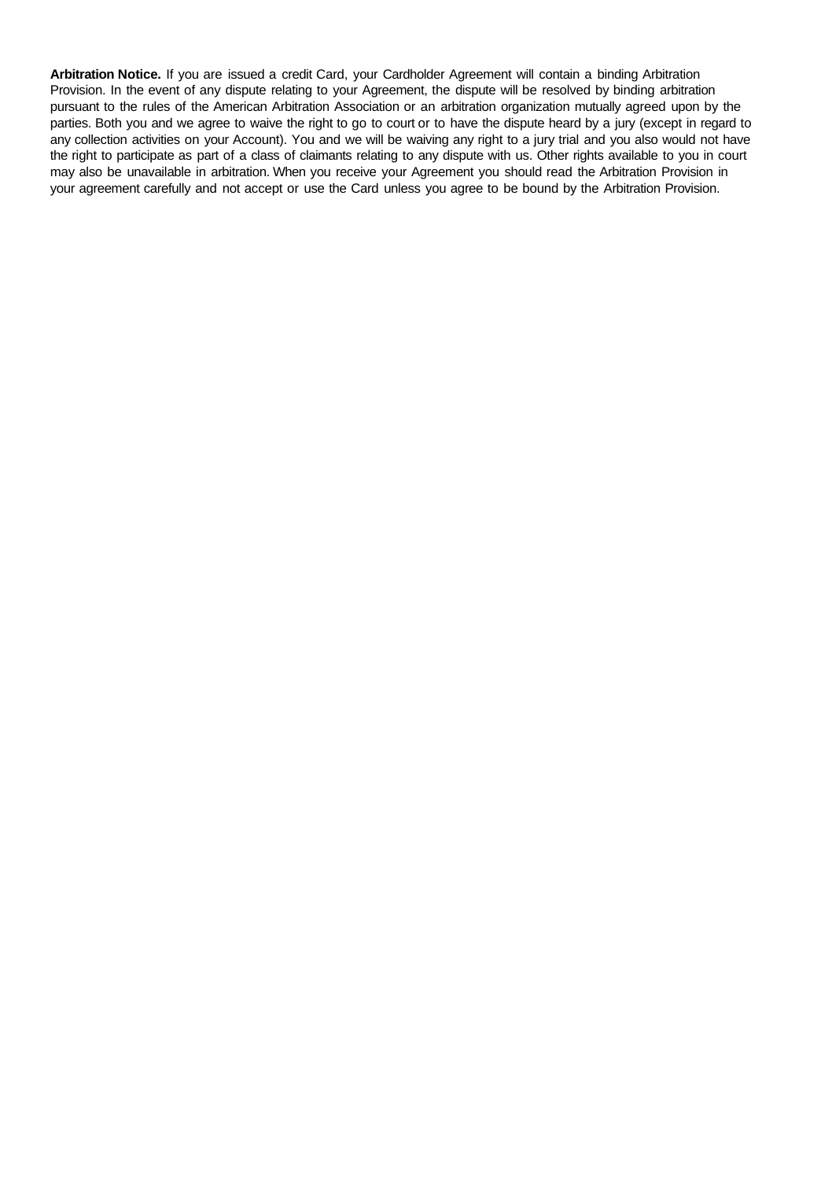**Arbitration Notice.** If you are issued a credit Card, your Cardholder Agreement will contain a binding Arbitration Provision. In the event of any dispute relating to your Agreement, the dispute will be resolved by binding arbitration pursuant to the rules of the American Arbitration Association or an arbitration organization mutually agreed upon by the parties. Both you and we agree to waive the right to go to court or to have the dispute heard by a jury (except in regard to any collection activities on your Account). You and we will be waiving any right to a jury trial and you also would not have the right to participate as part of a class of claimants relating to any dispute with us. Other rights available to you in court may also be unavailable in arbitration. When you receive your Agreement you should read the Arbitration Provision in your agreement carefully and not accept or use the Card unless you agree to be bound by the Arbitration Provision.